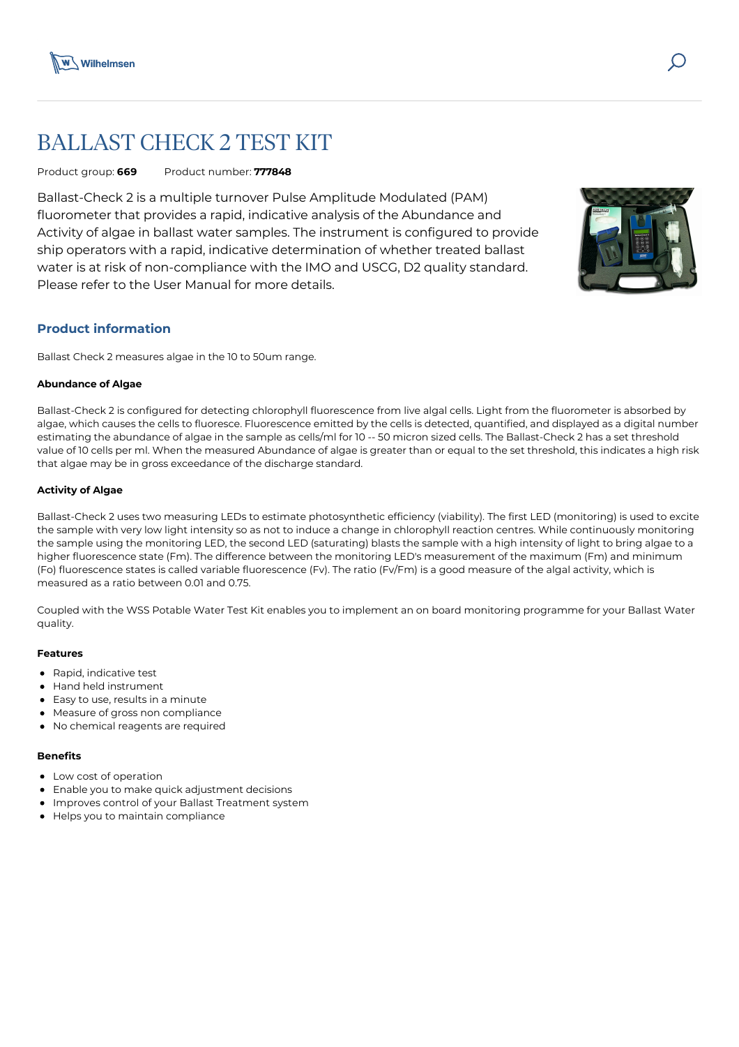# BALLAST CHECK 2 TEST KIT

Product group: **669** Product number: **777848**

Ballast-Check 2 is a multiple turnover Pulse Amplitude Modulated (PAM) fluorometer that provides a rapid, indicative analysis of the Abundance and Activity of algae in ballast water samples. The instrument is configured to provide ship operators with a rapid, indicative determination of whether treated ballast water is at risk of non-compliance with the IMO and USCG, D2 quality standard. Please refer to the User Manual for more details.

## Product information

Ballast Check 2 measures algae in the 10 to 50um range.

**Abundance of Algae**

Ballast-Check 2 is configured for detecting chlorophyll fluorescence from live algal cells. Light from the fluorometer is absorbed by algae, which causes the cells to fluoresce. Fluorescence emitted by the cells is detected, quantified, and displayed as a digital number estimating the abundance of algae in the sample as cells/ml for 10 -- 50 micron sized cells. The Ballast-Check 2 has a set threshold value of 10 cells per ml. When the measured Abundance of algae is greater than or equal to the set threshold, this indicates a high risk that algae may be in gross exceedance of the discharge standard.

**Activity of Algae**

Ballast-Check 2 uses two measuring LEDs to estimate photosynthetic efficiency (viability). The first LED (monitoring) is used to excite the sample with very low light intensity so as not to induce a change in chlorophyll reaction centres. While continuously monitoring the sample using the monitoring LED, the second LED (saturating) blasts the sample with a high intensity of light to bring algae to a higher fluorescence state (Fm). The difference between the monitoring LED's measurement of the maximum (Fm) and minimum (Fo) fluorescence states is called variable fluorescence (Fv). The ratio (Fv/Fm) is a good measure of the algal activity, which is measured as a ratio between 0.01 and 0.75.

Coupled with the WSS Potable Water Test Kit enables you to implement an on board monitoring programme for your Ballast Water quality.

**Features**

- Rapid, indicative test
- Hand held instrument
- Easy to use, results in a minute
- Measure of gross non compliance
- No chemical reagents are required

**Benefits**

- Low cost of operation
- Enable you to make quick adjustment decisions
- Improves control of your Ballast Treatment system
- Helps you to maintain compliance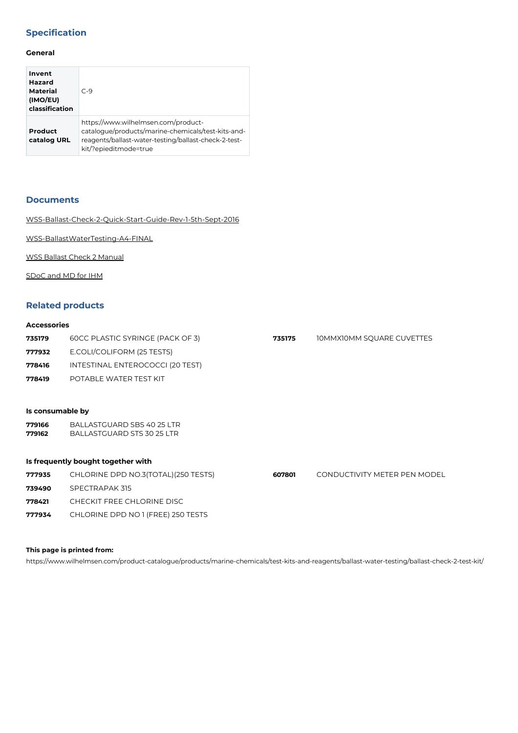## Specification

### General

| | |
|---|---|
| **Invent Hazard Material (IMO/EU) classification** | C-9 |
| **Product catalog URL** | https://www.wilhelmsen.com/product-catalogue/products/marine-chemicals/test-kits-and-reagents/ballast-water-testing/ballast-check-2-test-kit/?epieditmode=true |

## Documents

WSS-Ballast-Check-2-Quick-Start-Guide-Rev-1-5th-Sept-2016

WSS-BallastWaterTesting-A4-FINAL

WSS Ballast Check 2 Manual

SDoC and MD for IHM

## Related products

### Accessories

| | | | |
|---|---|---|---|
| **735179** | 60CC PLASTIC SYRINGE (PACK OF 3) | **735175** | 10MMX10MM SQUARE CUVETTES |
| **777932** | E.COLI/COLIFORM (25 TESTS) | | |
| **778416** | INTESTINAL ENTEROCOCCI (20 TEST) | | |
| **778419** | POTABLE WATER TEST KIT | | |

### Is consumable by

| | |
|---|---|
| **779166** | BALLASTGUARD SBS 40 25 LTR |
| **779162** | BALLASTGUARD STS 30 25 LTR |

### Is frequently bought together with

| | | | |
|---|---|---|---|
| **777935** | CHLORINE DPD NO.3(TOTAL)(250 TESTS) | **607801** | CONDUCTIVITY METER PEN MODEL |
| **739490** | SPECTRAPAK 315 | | |
| **778421** | CHECKIT FREE CHLORINE DISC | | |
| **777934** | CHLORINE DPD NO 1 (FREE) 250 TESTS | | |

**This page is printed from:**

https://www.wilhelmsen.com/product-catalogue/products/marine-chemicals/test-kits-and-reagents/ballast-water-testing/ballast-check-2-test-kit/